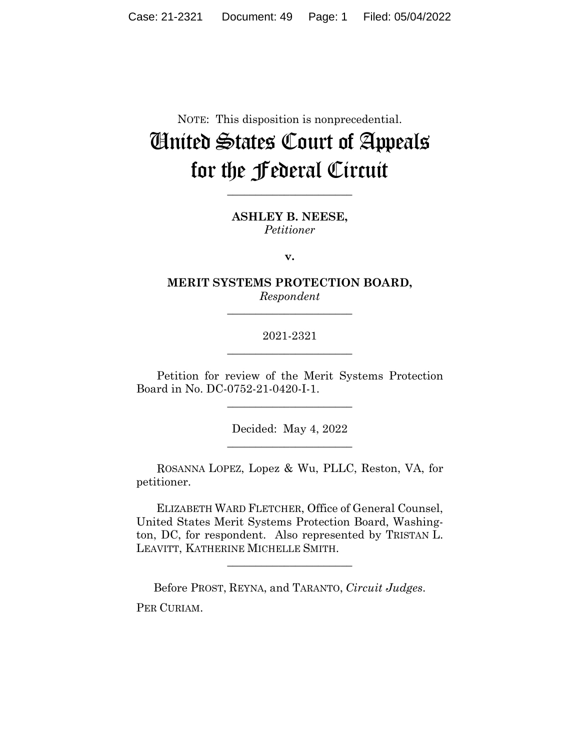NOTE: This disposition is nonprecedential.

# United States Court of Appeals for the Federal Circuit

______________________

**ASHLEY B. NEESE,**
*Petitioner*

**v.**

**MERIT SYSTEMS PROTECTION BOARD,**
*Respondent*

______________________

2021-2321

______________________

Petition for review of the Merit Systems Protection Board in No. DC-0752-21-0420-I-1.

______________________

Decided: May 4, 2022

______________________

ROSANNA LOPEZ, Lopez & Wu, PLLC, Reston, VA, for petitioner.

ELIZABETH WARD FLETCHER, Office of General Counsel, United States Merit Systems Protection Board, Washington, DC, for respondent. Also represented by TRISTAN L. LEAVITT, KATHERINE MICHELLE SMITH.

______________________

Before PROST, REYNA, and TARANTO, *Circuit Judges*.

PER CURIAM.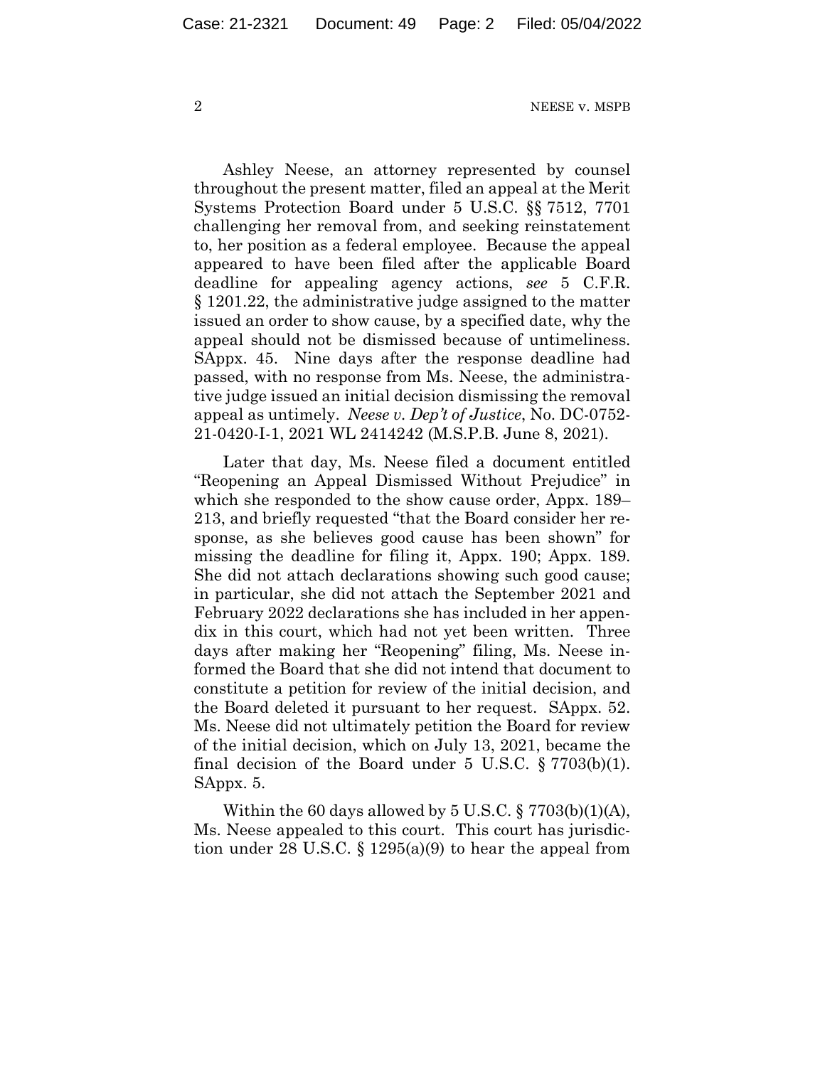Ashley Neese, an attorney represented by counsel throughout the present matter, filed an appeal at the Merit Systems Protection Board under 5 U.S.C. §§ 7512, 7701 challenging her removal from, and seeking reinstatement to, her position as a federal employee. Because the appeal appeared to have been filed after the applicable Board deadline for appealing agency actions, *see* 5 C.F.R. § 1201.22, the administrative judge assigned to the matter issued an order to show cause, by a specified date, why the appeal should not be dismissed because of untimeliness. SAppx. 45. Nine days after the response deadline had passed, with no response from Ms. Neese, the administrative judge issued an initial decision dismissing the removal appeal as untimely. *Neese v. Dep't of Justice*, No. DC-0752-21-0420-I-1, 2021 WL 2414242 (M.S.P.B. June 8, 2021).

Later that day, Ms. Neese filed a document entitled "Reopening an Appeal Dismissed Without Prejudice" in which she responded to the show cause order, Appx. 189–213, and briefly requested "that the Board consider her response, as she believes good cause has been shown" for missing the deadline for filing it, Appx. 190; Appx. 189. She did not attach declarations showing such good cause; in particular, she did not attach the September 2021 and February 2022 declarations she has included in her appendix in this court, which had not yet been written. Three days after making her "Reopening" filing, Ms. Neese informed the Board that she did not intend that document to constitute a petition for review of the initial decision, and the Board deleted it pursuant to her request. SAppx. 52. Ms. Neese did not ultimately petition the Board for review of the initial decision, which on July 13, 2021, became the final decision of the Board under 5 U.S.C. § 7703(b)(1). SAppx. 5.

Within the 60 days allowed by 5 U.S.C. § 7703(b)(1)(A), Ms. Neese appealed to this court. This court has jurisdiction under 28 U.S.C. § 1295(a)(9) to hear the appeal from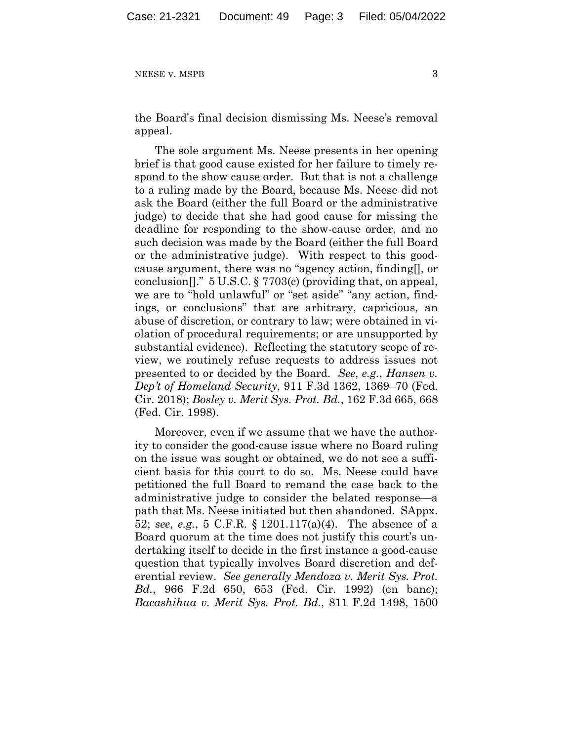the Board's final decision dismissing Ms. Neese's removal appeal.

The sole argument Ms. Neese presents in her opening brief is that good cause existed for her failure to timely respond to the show cause order. But that is not a challenge to a ruling made by the Board, because Ms. Neese did not ask the Board (either the full Board or the administrative judge) to decide that she had good cause for missing the deadline for responding to the show-cause order, and no such decision was made by the Board (either the full Board or the administrative judge). With respect to this good-cause argument, there was no "agency action, finding[], or conclusion[]." 5 U.S.C. § 7703(c) (providing that, on appeal, we are to "hold unlawful" or "set aside" "any action, findings, or conclusions" that are arbitrary, capricious, an abuse of discretion, or contrary to law; were obtained in violation of procedural requirements; or are unsupported by substantial evidence). Reflecting the statutory scope of review, we routinely refuse requests to address issues not presented to or decided by the Board. *See*, *e.g.*, *Hansen v. Dep't of Homeland Security*, 911 F.3d 1362, 1369–70 (Fed. Cir. 2018); *Bosley v. Merit Sys. Prot. Bd.*, 162 F.3d 665, 668 (Fed. Cir. 1998).

Moreover, even if we assume that we have the authority to consider the good-cause issue where no Board ruling on the issue was sought or obtained, we do not see a sufficient basis for this court to do so. Ms. Neese could have petitioned the full Board to remand the case back to the administrative judge to consider the belated response—a path that Ms. Neese initiated but then abandoned. SAppx. 52; *see*, *e.g.*, 5 C.F.R. § 1201.117(a)(4). The absence of a Board quorum at the time does not justify this court's undertaking itself to decide in the first instance a good-cause question that typically involves Board discretion and deferential review. *See generally Mendoza v. Merit Sys. Prot. Bd.*, 966 F.2d 650, 653 (Fed. Cir. 1992) (en banc); *Bacashihua v. Merit Sys. Prot. Bd.*, 811 F.2d 1498, 1500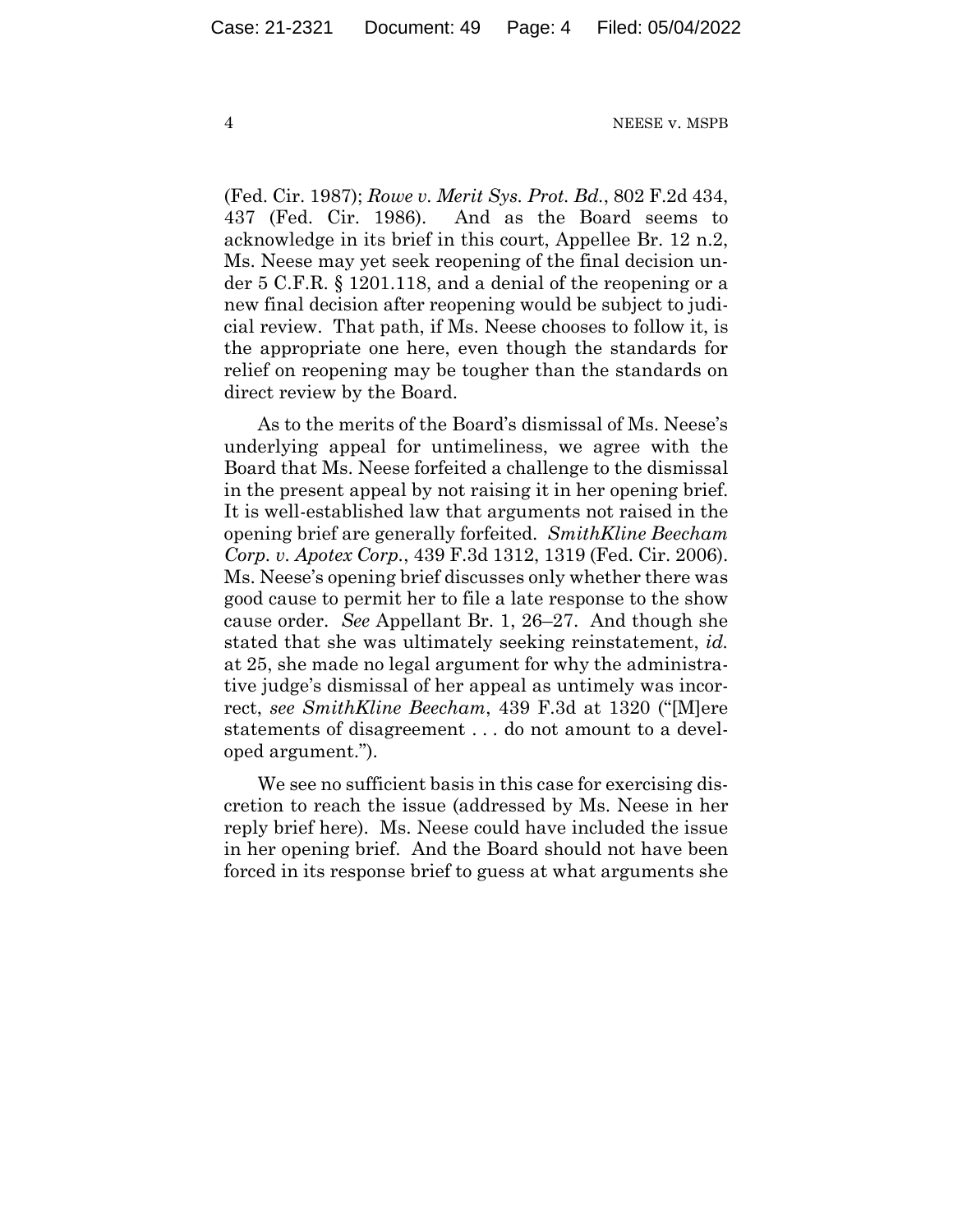(Fed. Cir. 1987); *Rowe v. Merit Sys. Prot. Bd.*, 802 F.2d 434, 437 (Fed. Cir. 1986). And as the Board seems to acknowledge in its brief in this court, Appellee Br. 12 n.2, Ms. Neese may yet seek reopening of the final decision under 5 C.F.R. § 1201.118, and a denial of the reopening or a new final decision after reopening would be subject to judicial review. That path, if Ms. Neese chooses to follow it, is the appropriate one here, even though the standards for relief on reopening may be tougher than the standards on direct review by the Board.

As to the merits of the Board's dismissal of Ms. Neese's underlying appeal for untimeliness, we agree with the Board that Ms. Neese forfeited a challenge to the dismissal in the present appeal by not raising it in her opening brief. It is well-established law that arguments not raised in the opening brief are generally forfeited. *SmithKline Beecham Corp. v. Apotex Corp.*, 439 F.3d 1312, 1319 (Fed. Cir. 2006). Ms. Neese's opening brief discusses only whether there was good cause to permit her to file a late response to the show cause order. *See* Appellant Br. 1, 26–27. And though she stated that she was ultimately seeking reinstatement, *id.* at 25, she made no legal argument for why the administrative judge's dismissal of her appeal as untimely was incorrect, *see SmithKline Beecham*, 439 F.3d at 1320 ("[M]ere statements of disagreement . . . do not amount to a developed argument.").

We see no sufficient basis in this case for exercising discretion to reach the issue (addressed by Ms. Neese in her reply brief here). Ms. Neese could have included the issue in her opening brief. And the Board should not have been forced in its response brief to guess at what arguments she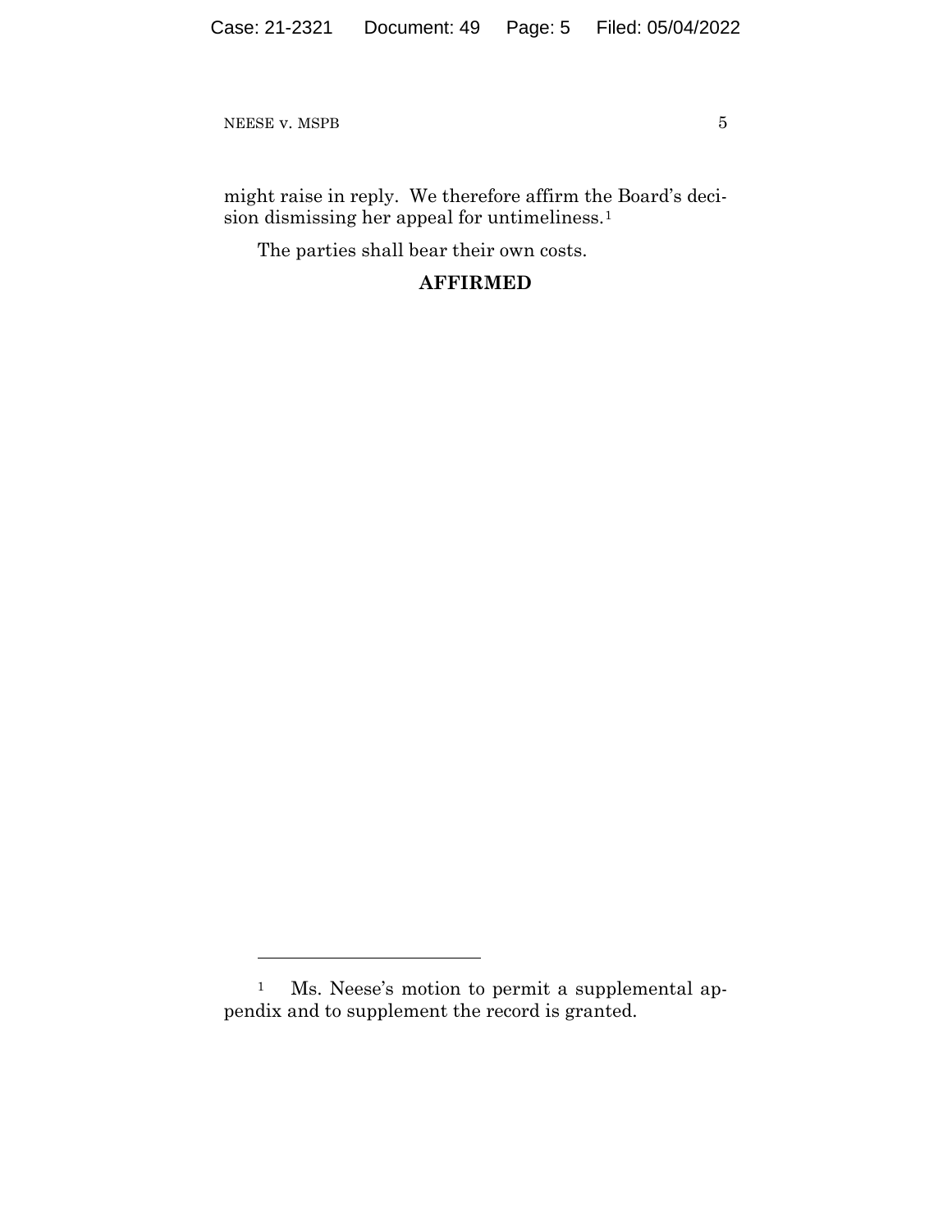might raise in reply. We therefore affirm the Board's decision dismissing her appeal for untimeliness.[1]

The parties shall bear their own costs.

**AFFIRMED**

---

[1] Ms. Neese's motion to permit a supplemental appendix and to supplement the record is granted.